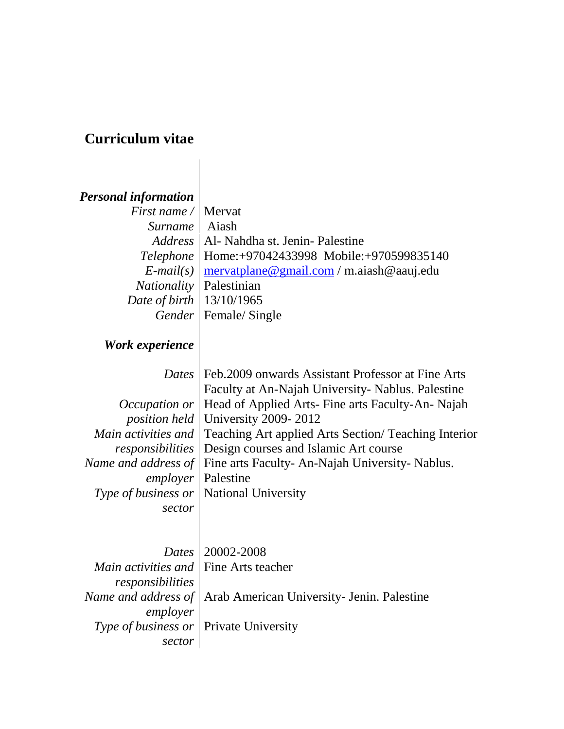# Curriculum vitae

## Personal information

| | |
|---|---|
| *First name / Surname* | Mervat Aiash |
| *Address* | Al- Nahdha st. Jenin- Palestine |
| *Telephone* | Home:+97042433998 Mobile:+970599835140 |
| *E-mail(s)* | mervatplane@gmail.com / m.aiash@aauj.edu |
| *Nationality* | Palestinian |
| *Date of birth* | 13/10/1965 |
| *Gender* | Female/ Single |

## Work experience

| | |
|---|---|
| *Dates* | Feb.2009 onwards Assistant Professor at Fine Arts Faculty at An-Najah University- Nablus. Palestine |
| *Occupation or position held* | Head of Applied Arts- Fine arts Faculty-An- Najah University 2009- 2012 |
| *Main activities and responsibilities* | Teaching Art applied Arts Section/ Teaching Interior Design courses and Islamic Art course |
| *Name and address of employer* | Fine arts Faculty- An-Najah University- Nablus. Palestine |
| *Type of business or sector* | National University |

| | |
|---|---|
| *Dates* | 20002-2008 |
| *Main activities and responsibilities* | Fine Arts teacher |
| *Name and address of employer* | Arab American University- Jenin. Palestine |
| *Type of business or sector* | Private University |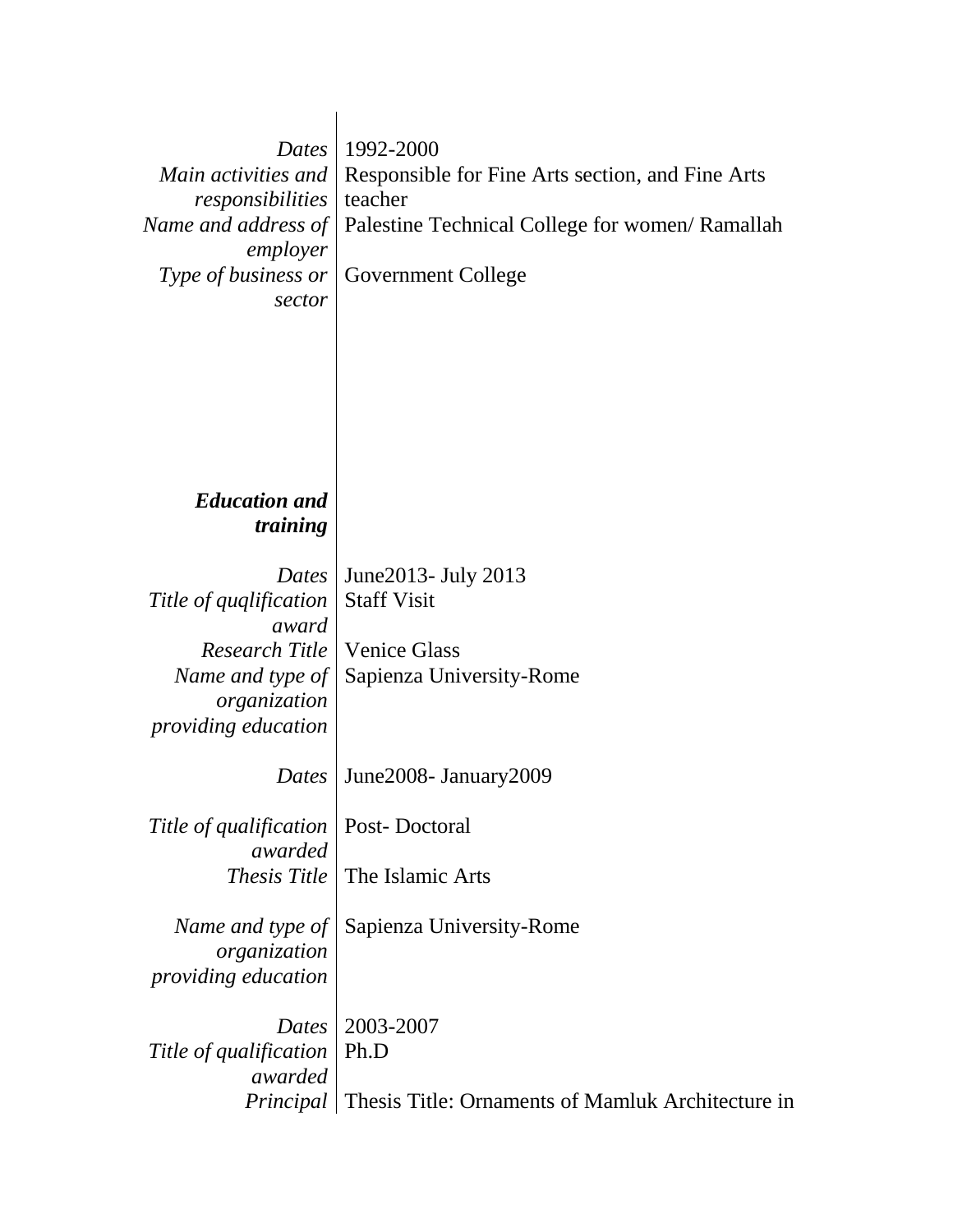| | |
|---|---|
| *Dates* | 1992-2000 |
| *Main activities and responsibilities* | Responsible for Fine Arts section, and Fine Arts teacher |
| *Name and address of employer* | Palestine Technical College for women/ Ramallah |
| *Type of business or sector* | Government College |

***Education and training***

| | |
|---|---|
| *Dates* | June2013- July 2013 |
| *Title of quqlification award* | Staff Visit |
| *Research Title* | Venice Glass |
| *Name and type of organization providing education* | Sapienza University-Rome |
| *Dates* | June2008- January2009 |
| *Title of qualification awarded* | Post- Doctoral |
| *Thesis Title* | The Islamic Arts |
| *Name and type of organization providing education* | Sapienza University-Rome |
| *Dates* | 2003-2007 |
| *Title of qualification awarded* | Ph.D |
| *Principal* | Thesis Title: Ornaments of Mamluk Architecture in |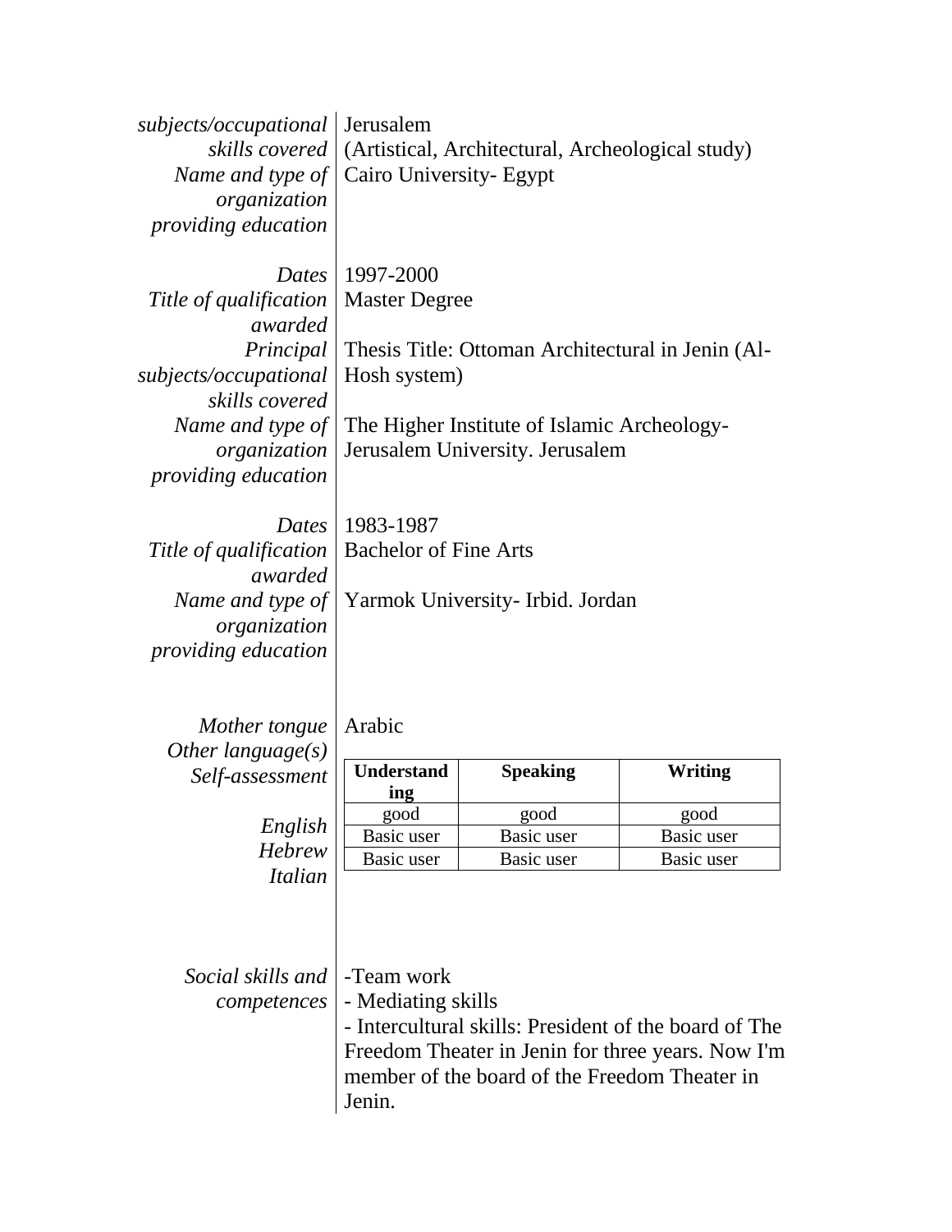| | |
|---|---|
| *subjects/occupational skills covered* | Jerusalem (Artistical, Architectural, Archeological study) |
| *Name and type of organization providing education* | Cairo University- Egypt |
| | |
| *Dates* | 1997-2000 |
| *Title of qualification awarded* | Master Degree |
| *Principal subjects/occupational skills covered* | Thesis Title: Ottoman Architectural in Jenin (Al-Hosh system) |
| *Name and type of organization providing education* | The Higher Institute of Islamic Archeology- Jerusalem University. Jerusalem |
| | |
| *Dates* | 1983-1987 |
| *Title of qualification awarded* | Bachelor of Fine Arts |
| *Name and type of organization providing education* | Yarmok University- Irbid. Jordan |
| | |
| *Mother tongue* | Arabic |
| *Other language(s)* | |
| *Self-assessment* | |

| | Understanding | Speaking | Writing |
|---|---|---|---|
| *English* | good | good | good |
| *Hebrew* | Basic user | Basic user | Basic user |
| *Italian* | Basic user | Basic user | Basic user |

| | |
|---|---|
| *Social skills and competences* | -Team work<br>- Mediating skills<br>- Intercultural skills: President of the board of The Freedom Theater in Jenin for three years. Now I'm member of the board of the Freedom Theater in Jenin. |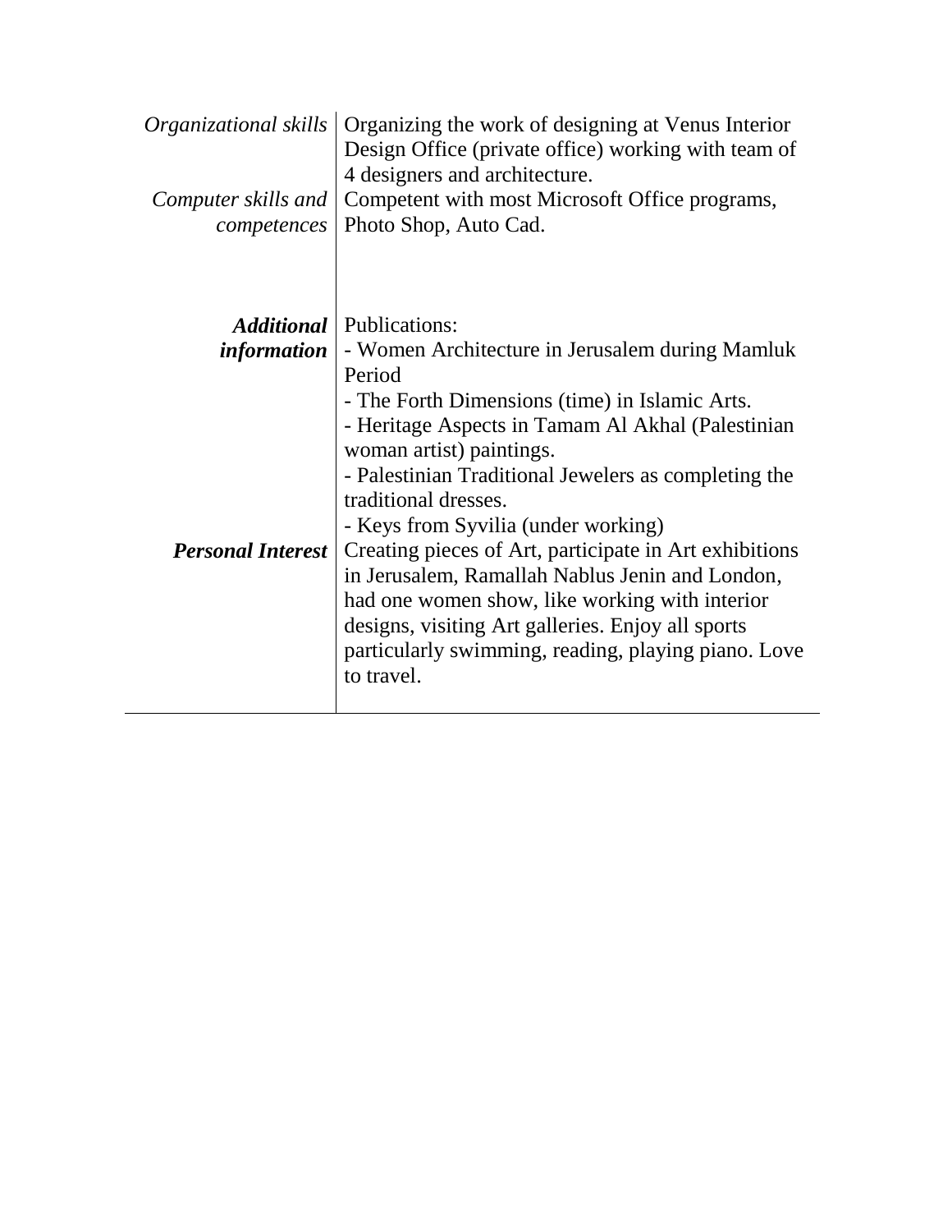| | |
|---|---|
| *Organizational skills* | Organizing the work of designing at Venus Interior Design Office (private office) working with team of 4 designers and architecture. |
| *Computer skills and competences* | Competent with most Microsoft Office programs, Photo Shop, Auto Cad. |
| ***Additional information*** | Publications:<br>- Women Architecture in Jerusalem during Mamluk Period<br>- The Forth Dimensions (time) in Islamic Arts.<br>- Heritage Aspects in Tamam Al Akhal (Palestinian woman artist) paintings.<br>- Palestinian Traditional Jewelers as completing the traditional dresses.<br>- Keys from Syvilia (under working) |
| ***Personal Interest*** | Creating pieces of Art, participate in Art exhibitions in Jerusalem, Ramallah Nablus Jenin and London, had one women show, like working with interior designs, visiting Art galleries. Enjoy all sports particularly swimming, reading, playing piano. Love to travel. |